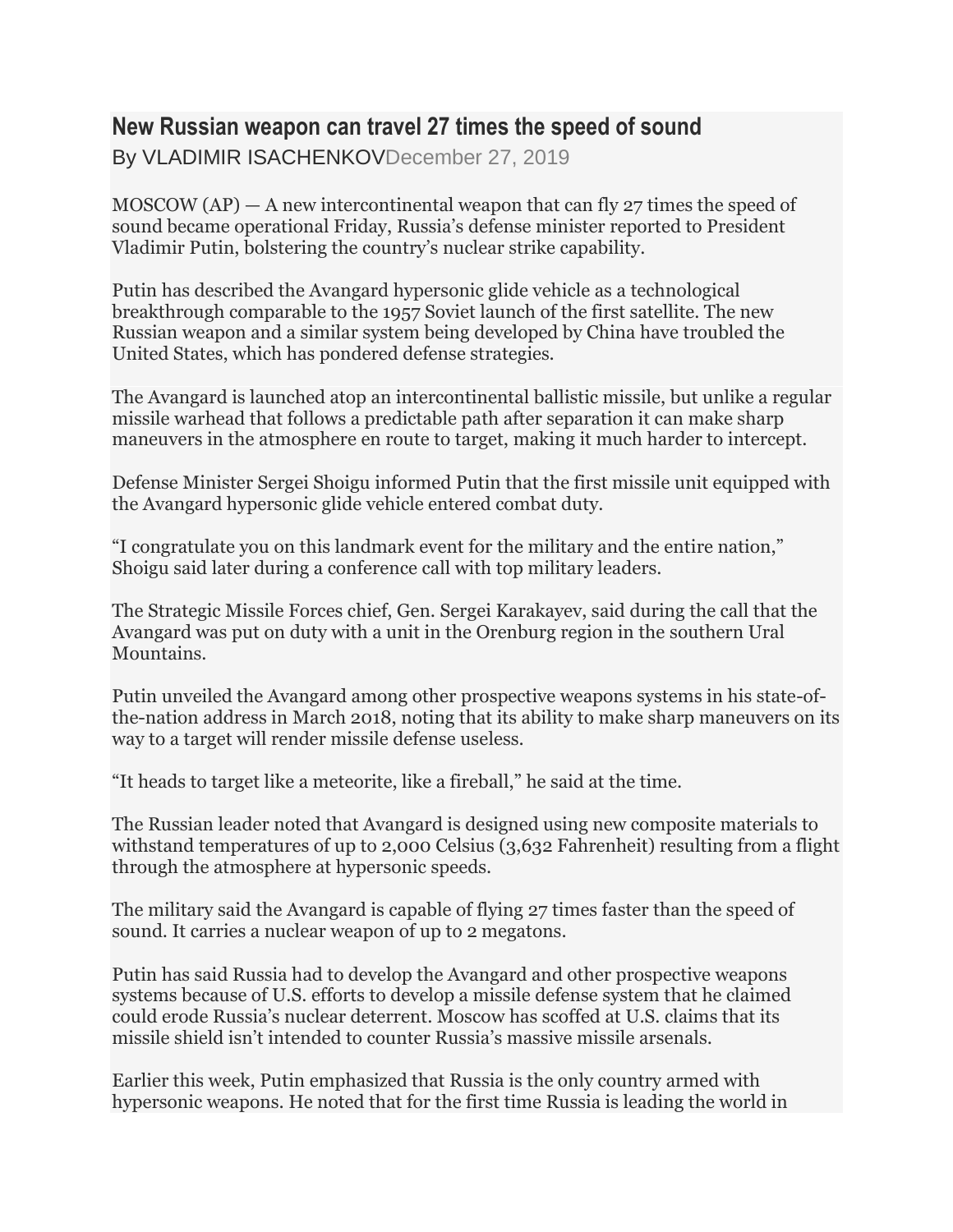# New Russian weapon can travel 27 times the speed of sound

By VLADIMIR ISACHENKOV December 27, 2019

MOSCOW (AP) — A new intercontinental weapon that can fly 27 times the speed of sound became operational Friday, Russia's defense minister reported to President Vladimir Putin, bolstering the country's nuclear strike capability.

Putin has described the Avangard hypersonic glide vehicle as a technological breakthrough comparable to the 1957 Soviet launch of the first satellite. The new Russian weapon and a similar system being developed by China have troubled the United States, which has pondered defense strategies.

The Avangard is launched atop an intercontinental ballistic missile, but unlike a regular missile warhead that follows a predictable path after separation it can make sharp maneuvers in the atmosphere en route to target, making it much harder to intercept.

Defense Minister Sergei Shoigu informed Putin that the first missile unit equipped with the Avangard hypersonic glide vehicle entered combat duty.

"I congratulate you on this landmark event for the military and the entire nation," Shoigu said later during a conference call with top military leaders.

The Strategic Missile Forces chief, Gen. Sergei Karakayev, said during the call that the Avangard was put on duty with a unit in the Orenburg region in the southern Ural Mountains.

Putin unveiled the Avangard among other prospective weapons systems in his state-of-the-nation address in March 2018, noting that its ability to make sharp maneuvers on its way to a target will render missile defense useless.

"It heads to target like a meteorite, like a fireball," he said at the time.

The Russian leader noted that Avangard is designed using new composite materials to withstand temperatures of up to 2,000 Celsius (3,632 Fahrenheit) resulting from a flight through the atmosphere at hypersonic speeds.

The military said the Avangard is capable of flying 27 times faster than the speed of sound. It carries a nuclear weapon of up to 2 megatons.

Putin has said Russia had to develop the Avangard and other prospective weapons systems because of U.S. efforts to develop a missile defense system that he claimed could erode Russia's nuclear deterrent. Moscow has scoffed at U.S. claims that its missile shield isn't intended to counter Russia's massive missile arsenals.

Earlier this week, Putin emphasized that Russia is the only country armed with hypersonic weapons. He noted that for the first time Russia is leading the world in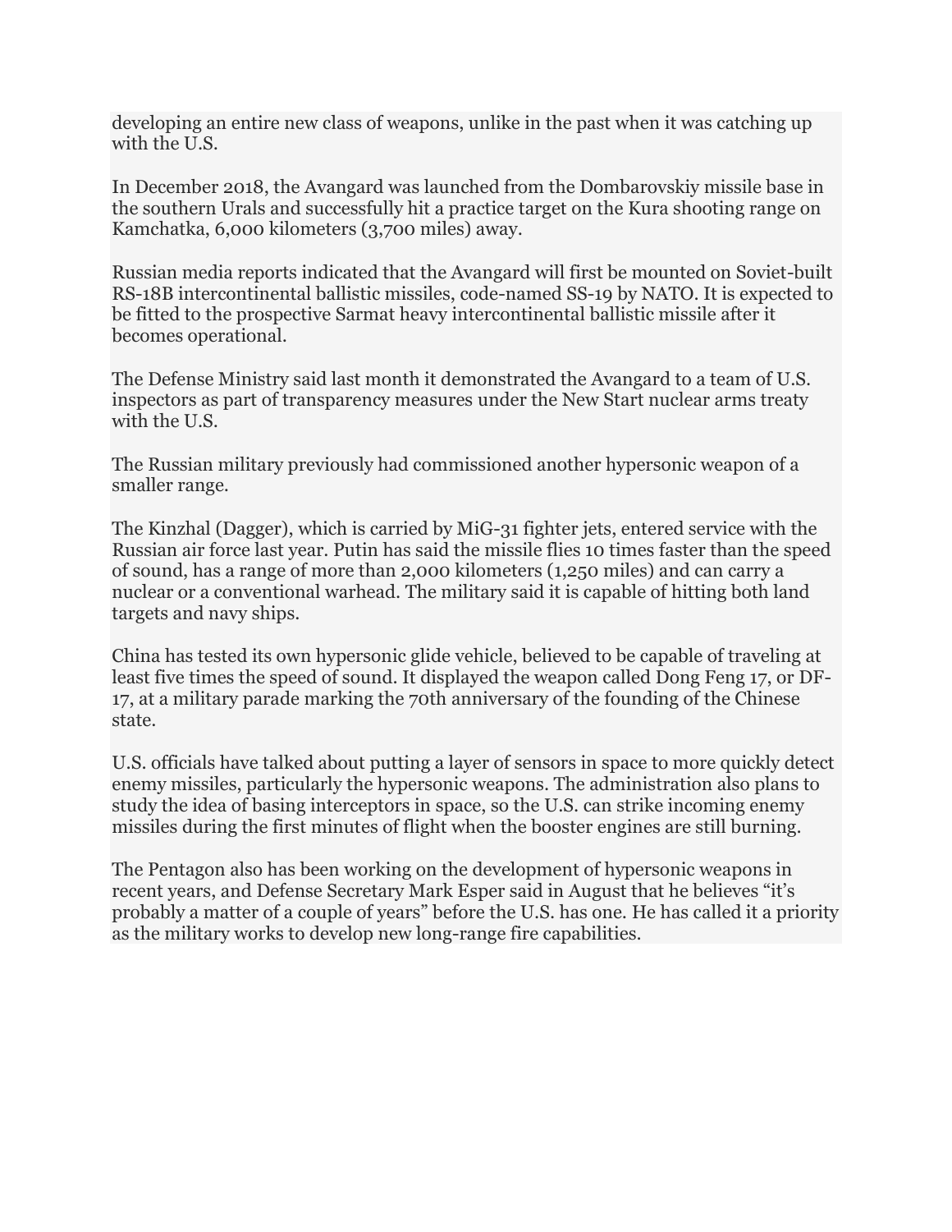developing an entire new class of weapons, unlike in the past when it was catching up with the U.S.

In December 2018, the Avangard was launched from the Dombarovskiy missile base in the southern Urals and successfully hit a practice target on the Kura shooting range on Kamchatka, 6,000 kilometers (3,700 miles) away.

Russian media reports indicated that the Avangard will first be mounted on Soviet-built RS-18B intercontinental ballistic missiles, code-named SS-19 by NATO. It is expected to be fitted to the prospective Sarmat heavy intercontinental ballistic missile after it becomes operational.

The Defense Ministry said last month it demonstrated the Avangard to a team of U.S. inspectors as part of transparency measures under the New Start nuclear arms treaty with the U.S.

The Russian military previously had commissioned another hypersonic weapon of a smaller range.

The Kinzhal (Dagger), which is carried by MiG-31 fighter jets, entered service with the Russian air force last year. Putin has said the missile flies 10 times faster than the speed of sound, has a range of more than 2,000 kilometers (1,250 miles) and can carry a nuclear or a conventional warhead. The military said it is capable of hitting both land targets and navy ships.

China has tested its own hypersonic glide vehicle, believed to be capable of traveling at least five times the speed of sound. It displayed the weapon called Dong Feng 17, or DF-17, at a military parade marking the 70th anniversary of the founding of the Chinese state.

U.S. officials have talked about putting a layer of sensors in space to more quickly detect enemy missiles, particularly the hypersonic weapons. The administration also plans to study the idea of basing interceptors in space, so the U.S. can strike incoming enemy missiles during the first minutes of flight when the booster engines are still burning.

The Pentagon also has been working on the development of hypersonic weapons in recent years, and Defense Secretary Mark Esper said in August that he believes "it's probably a matter of a couple of years" before the U.S. has one. He has called it a priority as the military works to develop new long-range fire capabilities.